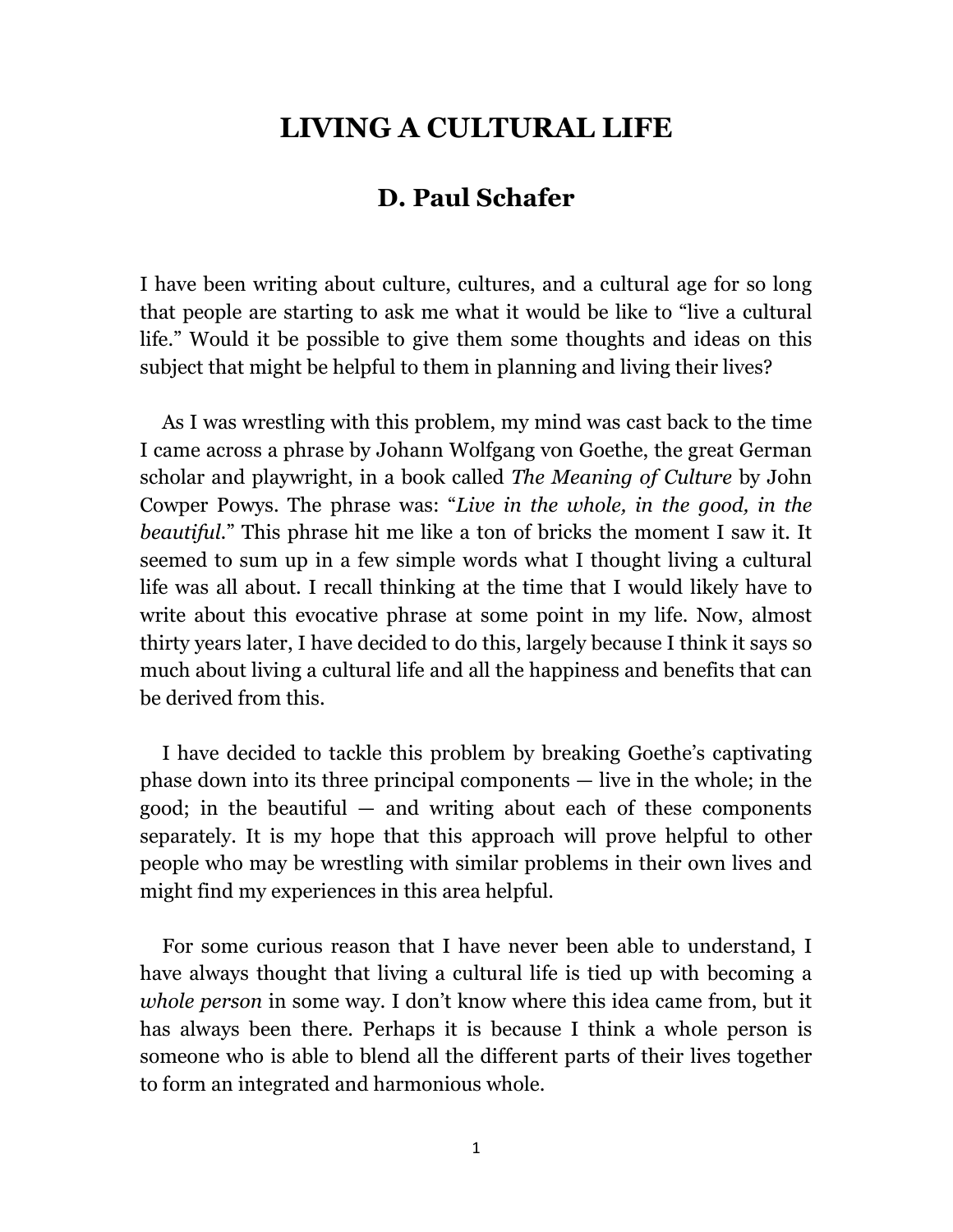# LIVING A CULTURAL LIFE

## D. Paul Schafer

I have been writing about culture, cultures, and a cultural age for so long that people are starting to ask me what it would be like to "live a cultural life." Would it be possible to give them some thoughts and ideas on this subject that might be helpful to them in planning and living their lives?

As I was wrestling with this problem, my mind was cast back to the time I came across a phrase by Johann Wolfgang von Goethe, the great German scholar and playwright, in a book called *The Meaning of Culture* by John Cowper Powys. The phrase was: "*Live in the whole, in the good, in the beautiful.*" This phrase hit me like a ton of bricks the moment I saw it. It seemed to sum up in a few simple words what I thought living a cultural life was all about. I recall thinking at the time that I would likely have to write about this evocative phrase at some point in my life. Now, almost thirty years later, I have decided to do this, largely because I think it says so much about living a cultural life and all the happiness and benefits that can be derived from this.

I have decided to tackle this problem by breaking Goethe's captivating phase down into its three principal components — live in the whole; in the good; in the beautiful — and writing about each of these components separately. It is my hope that this approach will prove helpful to other people who may be wrestling with similar problems in their own lives and might find my experiences in this area helpful.

For some curious reason that I have never been able to understand, I have always thought that living a cultural life is tied up with becoming a *whole person* in some way. I don't know where this idea came from, but it has always been there. Perhaps it is because I think a whole person is someone who is able to blend all the different parts of their lives together to form an integrated and harmonious whole.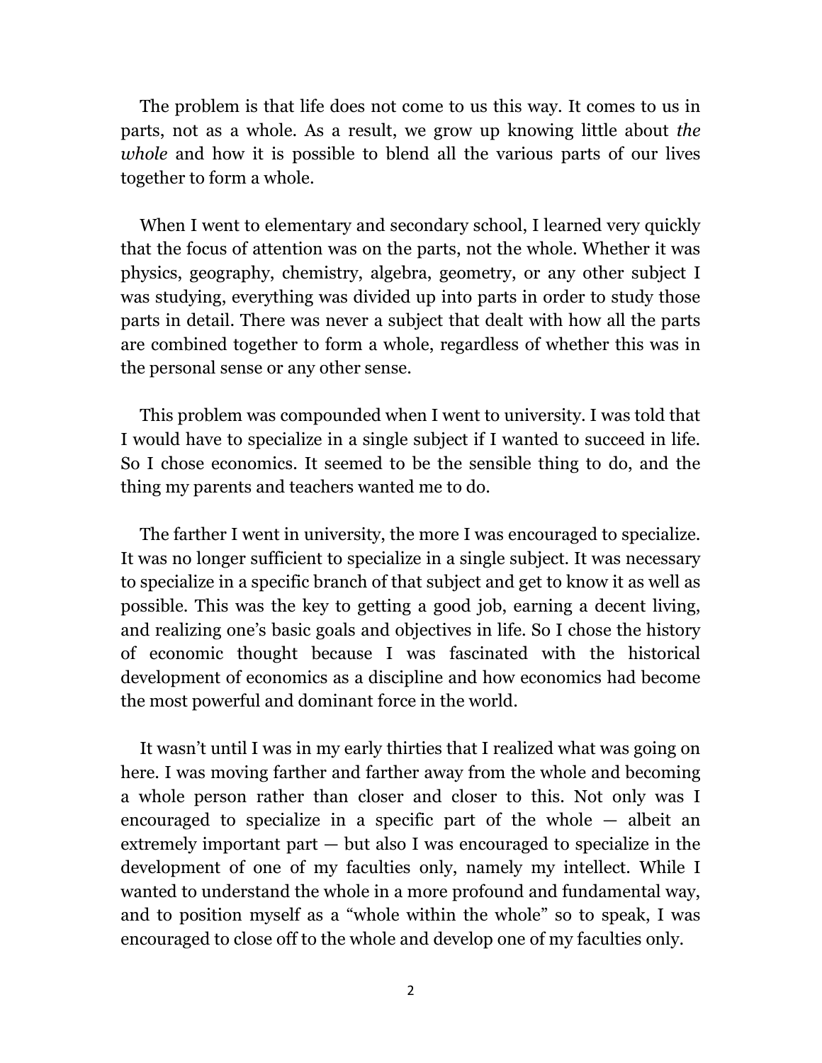The problem is that life does not come to us this way. It comes to us in parts, not as a whole. As a result, we grow up knowing little about *the whole* and how it is possible to blend all the various parts of our lives together to form a whole.

When I went to elementary and secondary school, I learned very quickly that the focus of attention was on the parts, not the whole. Whether it was physics, geography, chemistry, algebra, geometry, or any other subject I was studying, everything was divided up into parts in order to study those parts in detail. There was never a subject that dealt with how all the parts are combined together to form a whole, regardless of whether this was in the personal sense or any other sense.

This problem was compounded when I went to university. I was told that I would have to specialize in a single subject if I wanted to succeed in life. So I chose economics. It seemed to be the sensible thing to do, and the thing my parents and teachers wanted me to do.

The farther I went in university, the more I was encouraged to specialize. It was no longer sufficient to specialize in a single subject. It was necessary to specialize in a specific branch of that subject and get to know it as well as possible. This was the key to getting a good job, earning a decent living, and realizing one's basic goals and objectives in life. So I chose the history of economic thought because I was fascinated with the historical development of economics as a discipline and how economics had become the most powerful and dominant force in the world.

It wasn't until I was in my early thirties that I realized what was going on here. I was moving farther and farther away from the whole and becoming a whole person rather than closer and closer to this. Not only was I encouraged to specialize in a specific part of the whole — albeit an extremely important part — but also I was encouraged to specialize in the development of one of my faculties only, namely my intellect. While I wanted to understand the whole in a more profound and fundamental way, and to position myself as a "whole within the whole" so to speak, I was encouraged to close off to the whole and develop one of my faculties only.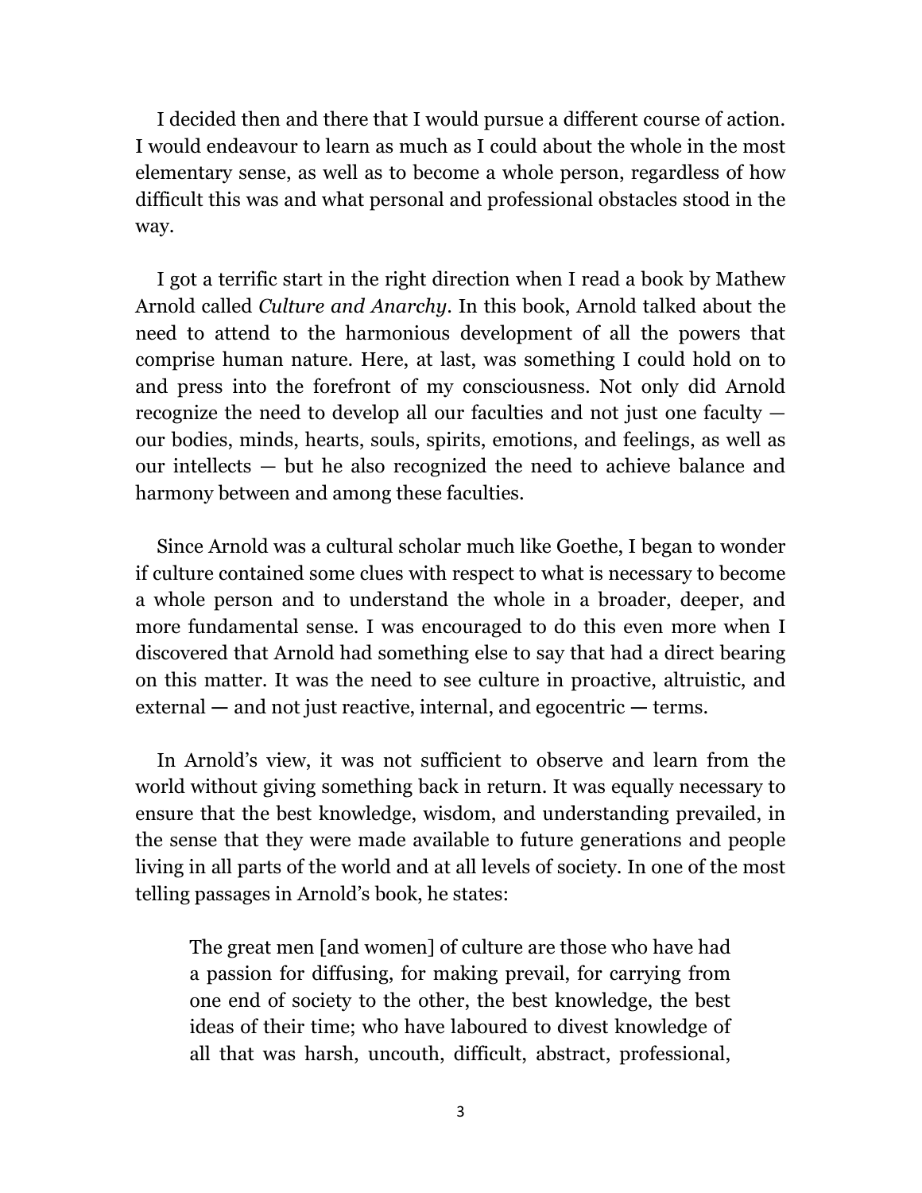I decided then and there that I would pursue a different course of action. I would endeavour to learn as much as I could about the whole in the most elementary sense, as well as to become a whole person, regardless of how difficult this was and what personal and professional obstacles stood in the way.

I got a terrific start in the right direction when I read a book by Mathew Arnold called *Culture and Anarchy*. In this book, Arnold talked about the need to attend to the harmonious development of all the powers that comprise human nature. Here, at last, was something I could hold on to and press into the forefront of my consciousness. Not only did Arnold recognize the need to develop all our faculties and not just one faculty — our bodies, minds, hearts, souls, spirits, emotions, and feelings, as well as our intellects — but he also recognized the need to achieve balance and harmony between and among these faculties.

Since Arnold was a cultural scholar much like Goethe, I began to wonder if culture contained some clues with respect to what is necessary to become a whole person and to understand the whole in a broader, deeper, and more fundamental sense. I was encouraged to do this even more when I discovered that Arnold had something else to say that had a direct bearing on this matter. It was the need to see culture in proactive, altruistic, and external — and not just reactive, internal, and egocentric — terms.

In Arnold's view, it was not sufficient to observe and learn from the world without giving something back in return. It was equally necessary to ensure that the best knowledge, wisdom, and understanding prevailed, in the sense that they were made available to future generations and people living in all parts of the world and at all levels of society. In one of the most telling passages in Arnold's book, he states:

> The great men [and women] of culture are those who have had a passion for diffusing, for making prevail, for carrying from one end of society to the other, the best knowledge, the best ideas of their time; who have laboured to divest knowledge of all that was harsh, uncouth, difficult, abstract, professional,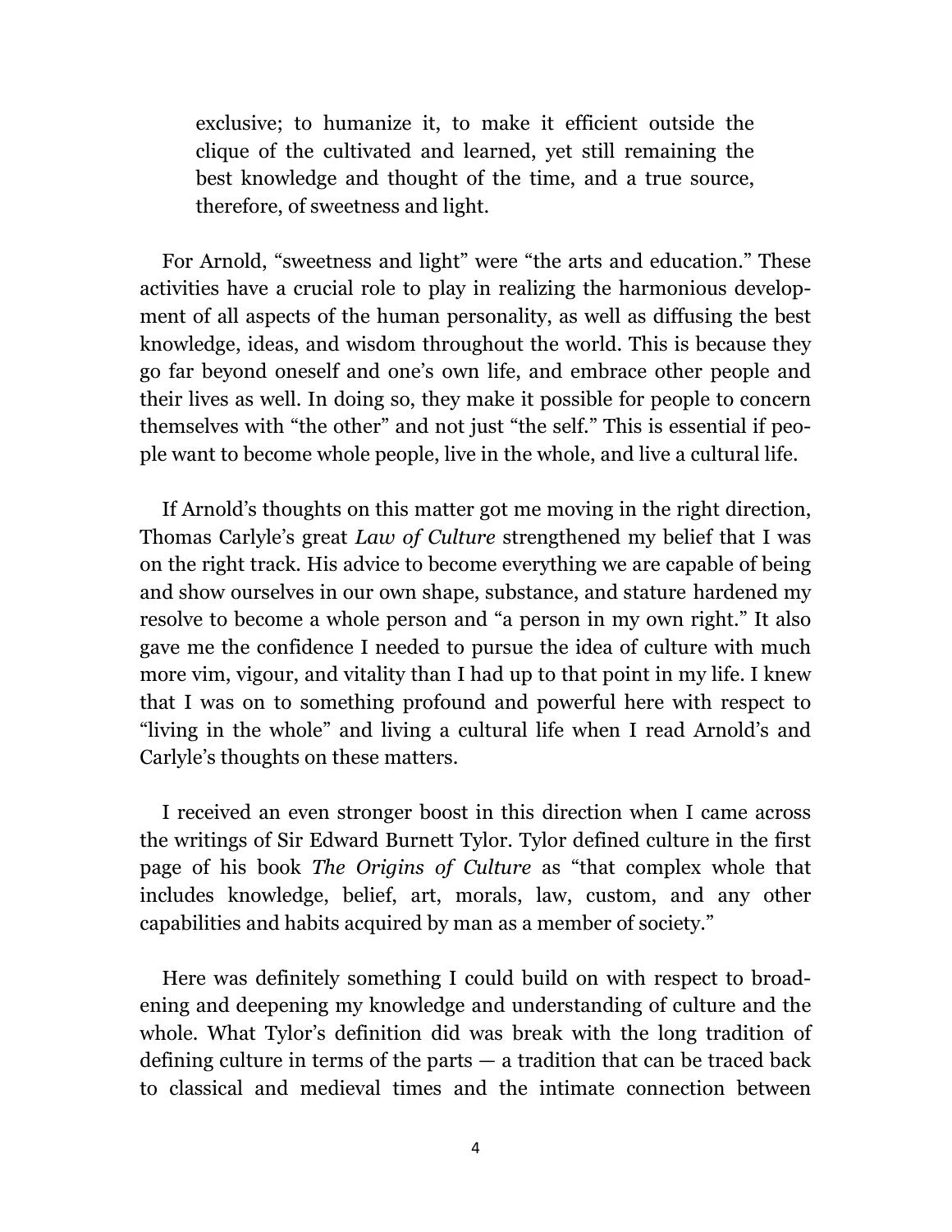> exclusive; to humanize it, to make it efficient outside the clique of the cultivated and learned, yet still remaining the best knowledge and thought of the time, and a true source, therefore, of sweetness and light.

For Arnold, "sweetness and light" were "the arts and education." These activities have a crucial role to play in realizing the harmonious development of all aspects of the human personality, as well as diffusing the best knowledge, ideas, and wisdom throughout the world. This is because they go far beyond oneself and one's own life, and embrace other people and their lives as well. In doing so, they make it possible for people to concern themselves with "the other" and not just "the self." This is essential if people want to become whole people, live in the whole, and live a cultural life.

If Arnold's thoughts on this matter got me moving in the right direction, Thomas Carlyle's great *Law of Culture* strengthened my belief that I was on the right track. His advice to become everything we are capable of being and show ourselves in our own shape, substance, and stature hardened my resolve to become a whole person and "a person in my own right." It also gave me the confidence I needed to pursue the idea of culture with much more vim, vigour, and vitality than I had up to that point in my life. I knew that I was on to something profound and powerful here with respect to "living in the whole" and living a cultural life when I read Arnold's and Carlyle's thoughts on these matters.

I received an even stronger boost in this direction when I came across the writings of Sir Edward Burnett Tylor. Tylor defined culture in the first page of his book *The Origins of Culture* as "that complex whole that includes knowledge, belief, art, morals, law, custom, and any other capabilities and habits acquired by man as a member of society."

Here was definitely something I could build on with respect to broadening and deepening my knowledge and understanding of culture and the whole. What Tylor's definition did was break with the long tradition of defining culture in terms of the parts — a tradition that can be traced back to classical and medieval times and the intimate connection between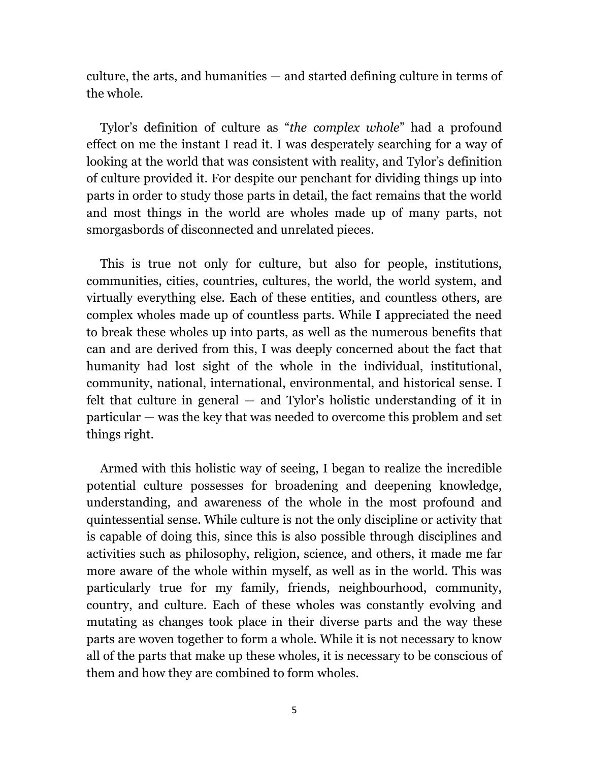culture, the arts, and humanities — and started defining culture in terms of the whole.

Tylor's definition of culture as "*the complex whole*" had a profound effect on me the instant I read it. I was desperately searching for a way of looking at the world that was consistent with reality, and Tylor's definition of culture provided it. For despite our penchant for dividing things up into parts in order to study those parts in detail, the fact remains that the world and most things in the world are wholes made up of many parts, not smorgasbords of disconnected and unrelated pieces.

This is true not only for culture, but also for people, institutions, communities, cities, countries, cultures, the world, the world system, and virtually everything else. Each of these entities, and countless others, are complex wholes made up of countless parts. While I appreciated the need to break these wholes up into parts, as well as the numerous benefits that can and are derived from this, I was deeply concerned about the fact that humanity had lost sight of the whole in the individual, institutional, community, national, international, environmental, and historical sense. I felt that culture in general — and Tylor's holistic understanding of it in particular — was the key that was needed to overcome this problem and set things right.

Armed with this holistic way of seeing, I began to realize the incredible potential culture possesses for broadening and deepening knowledge, understanding, and awareness of the whole in the most profound and quintessential sense. While culture is not the only discipline or activity that is capable of doing this, since this is also possible through disciplines and activities such as philosophy, religion, science, and others, it made me far more aware of the whole within myself, as well as in the world. This was particularly true for my family, friends, neighbourhood, community, country, and culture. Each of these wholes was constantly evolving and mutating as changes took place in their diverse parts and the way these parts are woven together to form a whole. While it is not necessary to know all of the parts that make up these wholes, it is necessary to be conscious of them and how they are combined to form wholes.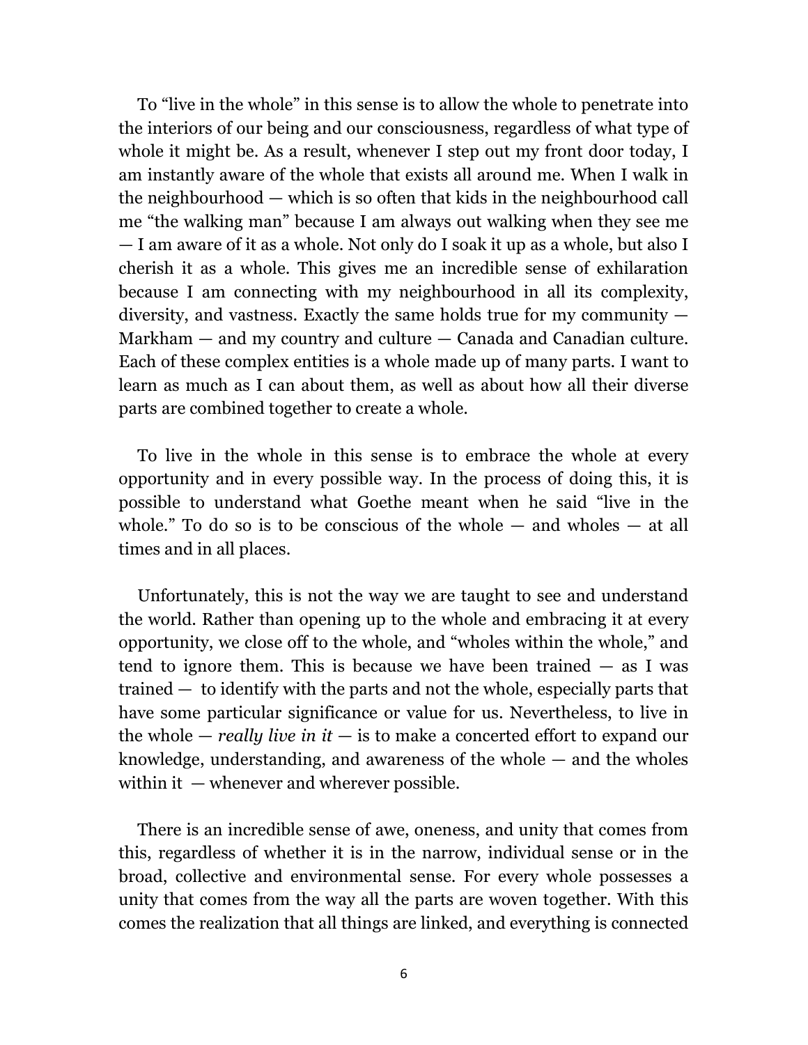To "live in the whole" in this sense is to allow the whole to penetrate into the interiors of our being and our consciousness, regardless of what type of whole it might be. As a result, whenever I step out my front door today, I am instantly aware of the whole that exists all around me. When I walk in the neighbourhood — which is so often that kids in the neighbourhood call me "the walking man" because I am always out walking when they see me — I am aware of it as a whole. Not only do I soak it up as a whole, but also I cherish it as a whole. This gives me an incredible sense of exhilaration because I am connecting with my neighbourhood in all its complexity, diversity, and vastness. Exactly the same holds true for my community — Markham — and my country and culture — Canada and Canadian culture. Each of these complex entities is a whole made up of many parts. I want to learn as much as I can about them, as well as about how all their diverse parts are combined together to create a whole.

To live in the whole in this sense is to embrace the whole at every opportunity and in every possible way. In the process of doing this, it is possible to understand what Goethe meant when he said "live in the whole." To do so is to be conscious of the whole — and wholes — at all times and in all places.

Unfortunately, this is not the way we are taught to see and understand the world. Rather than opening up to the whole and embracing it at every opportunity, we close off to the whole, and "wholes within the whole," and tend to ignore them. This is because we have been trained — as I was trained — to identify with the parts and not the whole, especially parts that have some particular significance or value for us. Nevertheless, to live in the whole — *really live in it* — is to make a concerted effort to expand our knowledge, understanding, and awareness of the whole — and the wholes within it — whenever and wherever possible.

There is an incredible sense of awe, oneness, and unity that comes from this, regardless of whether it is in the narrow, individual sense or in the broad, collective and environmental sense. For every whole possesses a unity that comes from the way all the parts are woven together. With this comes the realization that all things are linked, and everything is connected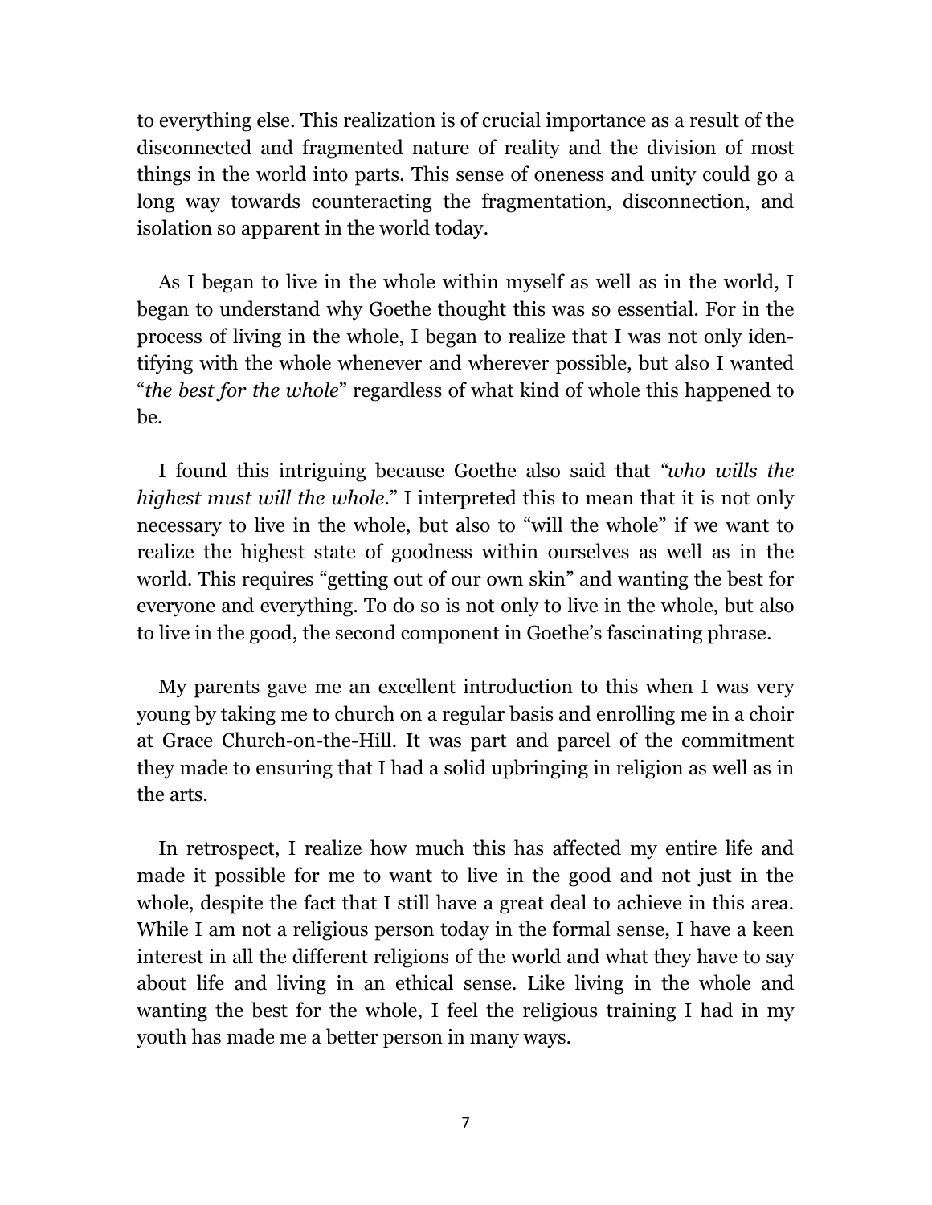to everything else. This realization is of crucial importance as a result of the disconnected and fragmented nature of reality and the division of most things in the world into parts. This sense of oneness and unity could go a long way towards counteracting the fragmentation, disconnection, and isolation so apparent in the world today.

As I began to live in the whole within myself as well as in the world, I began to understand why Goethe thought this was so essential. For in the process of living in the whole, I began to realize that I was not only identifying with the whole whenever and wherever possible, but also I wanted "*the best for the whole*" regardless of what kind of whole this happened to be.

I found this intriguing because Goethe also said that *"who wills the highest must will the whole.*" I interpreted this to mean that it is not only necessary to live in the whole, but also to "will the whole" if we want to realize the highest state of goodness within ourselves as well as in the world. This requires "getting out of our own skin" and wanting the best for everyone and everything. To do so is not only to live in the whole, but also to live in the good, the second component in Goethe's fascinating phrase.

My parents gave me an excellent introduction to this when I was very young by taking me to church on a regular basis and enrolling me in a choir at Grace Church-on-the-Hill. It was part and parcel of the commitment they made to ensuring that I had a solid upbringing in religion as well as in the arts.

In retrospect, I realize how much this has affected my entire life and made it possible for me to want to live in the good and not just in the whole, despite the fact that I still have a great deal to achieve in this area. While I am not a religious person today in the formal sense, I have a keen interest in all the different religions of the world and what they have to say about life and living in an ethical sense. Like living in the whole and wanting the best for the whole, I feel the religious training I had in my youth has made me a better person in many ways.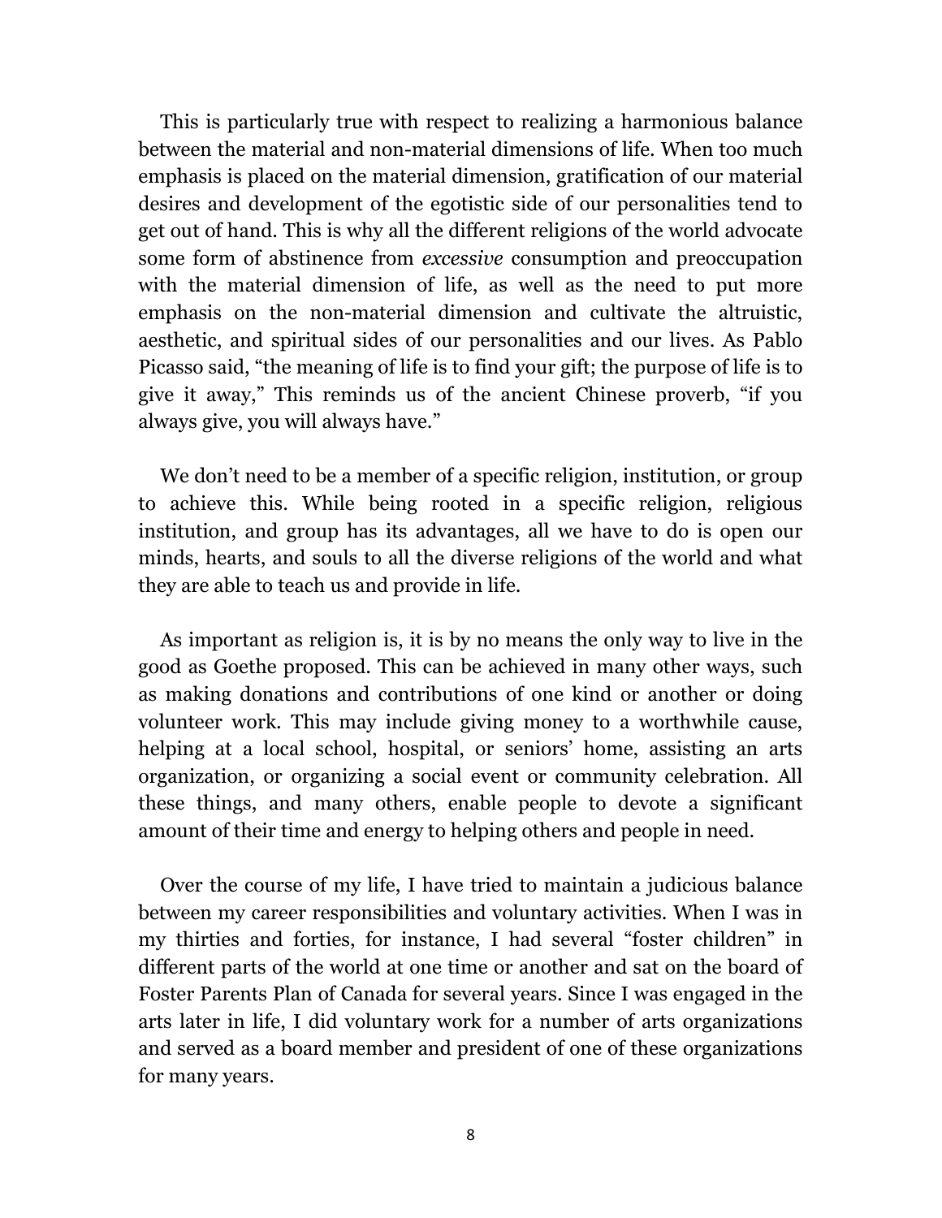This is particularly true with respect to realizing a harmonious balance between the material and non-material dimensions of life. When too much emphasis is placed on the material dimension, gratification of our material desires and development of the egotistic side of our personalities tend to get out of hand. This is why all the different religions of the world advocate some form of abstinence from *excessive* consumption and preoccupation with the material dimension of life, as well as the need to put more emphasis on the non-material dimension and cultivate the altruistic, aesthetic, and spiritual sides of our personalities and our lives. As Pablo Picasso said, "the meaning of life is to find your gift; the purpose of life is to give it away," This reminds us of the ancient Chinese proverb, "if you always give, you will always have."

We don't need to be a member of a specific religion, institution, or group to achieve this. While being rooted in a specific religion, religious institution, and group has its advantages, all we have to do is open our minds, hearts, and souls to all the diverse religions of the world and what they are able to teach us and provide in life.

As important as religion is, it is by no means the only way to live in the good as Goethe proposed. This can be achieved in many other ways, such as making donations and contributions of one kind or another or doing volunteer work. This may include giving money to a worthwhile cause, helping at a local school, hospital, or seniors' home, assisting an arts organization, or organizing a social event or community celebration. All these things, and many others, enable people to devote a significant amount of their time and energy to helping others and people in need.

Over the course of my life, I have tried to maintain a judicious balance between my career responsibilities and voluntary activities. When I was in my thirties and forties, for instance, I had several "foster children" in different parts of the world at one time or another and sat on the board of Foster Parents Plan of Canada for several years. Since I was engaged in the arts later in life, I did voluntary work for a number of arts organizations and served as a board member and president of one of these organizations for many years.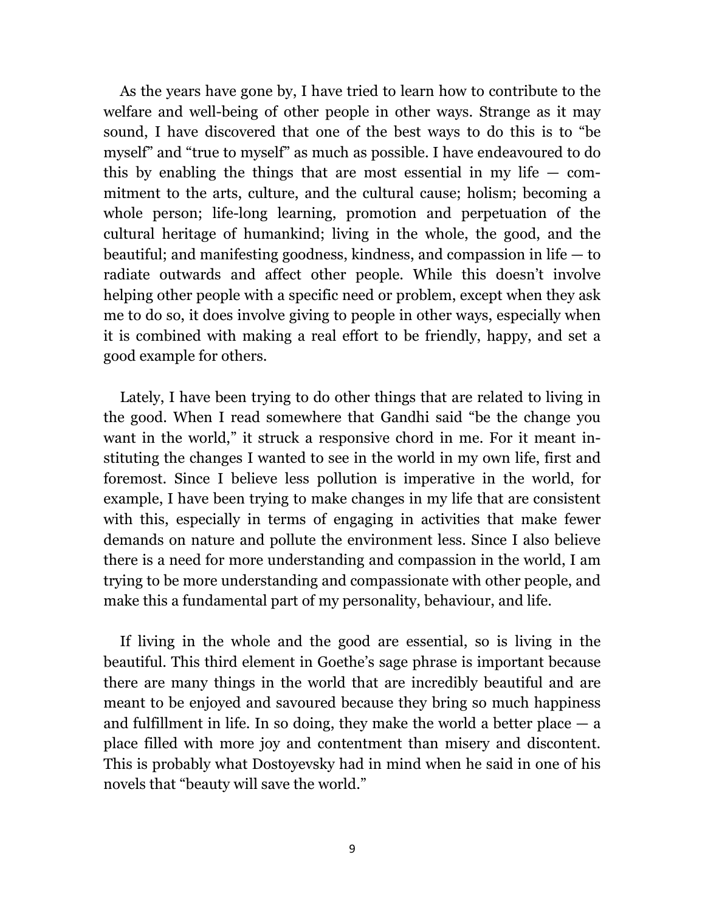As the years have gone by, I have tried to learn how to contribute to the welfare and well-being of other people in other ways. Strange as it may sound, I have discovered that one of the best ways to do this is to "be myself" and "true to myself" as much as possible. I have endeavoured to do this by enabling the things that are most essential in my life — commitment to the arts, culture, and the cultural cause; holism; becoming a whole person; life-long learning, promotion and perpetuation of the cultural heritage of humankind; living in the whole, the good, and the beautiful; and manifesting goodness, kindness, and compassion in life — to radiate outwards and affect other people. While this doesn't involve helping other people with a specific need or problem, except when they ask me to do so, it does involve giving to people in other ways, especially when it is combined with making a real effort to be friendly, happy, and set a good example for others.

Lately, I have been trying to do other things that are related to living in the good. When I read somewhere that Gandhi said "be the change you want in the world," it struck a responsive chord in me. For it meant instituting the changes I wanted to see in the world in my own life, first and foremost. Since I believe less pollution is imperative in the world, for example, I have been trying to make changes in my life that are consistent with this, especially in terms of engaging in activities that make fewer demands on nature and pollute the environment less. Since I also believe there is a need for more understanding and compassion in the world, I am trying to be more understanding and compassionate with other people, and make this a fundamental part of my personality, behaviour, and life.

If living in the whole and the good are essential, so is living in the beautiful. This third element in Goethe's sage phrase is important because there are many things in the world that are incredibly beautiful and are meant to be enjoyed and savoured because they bring so much happiness and fulfillment in life. In so doing, they make the world a better place — a place filled with more joy and contentment than misery and discontent. This is probably what Dostoyevsky had in mind when he said in one of his novels that "beauty will save the world."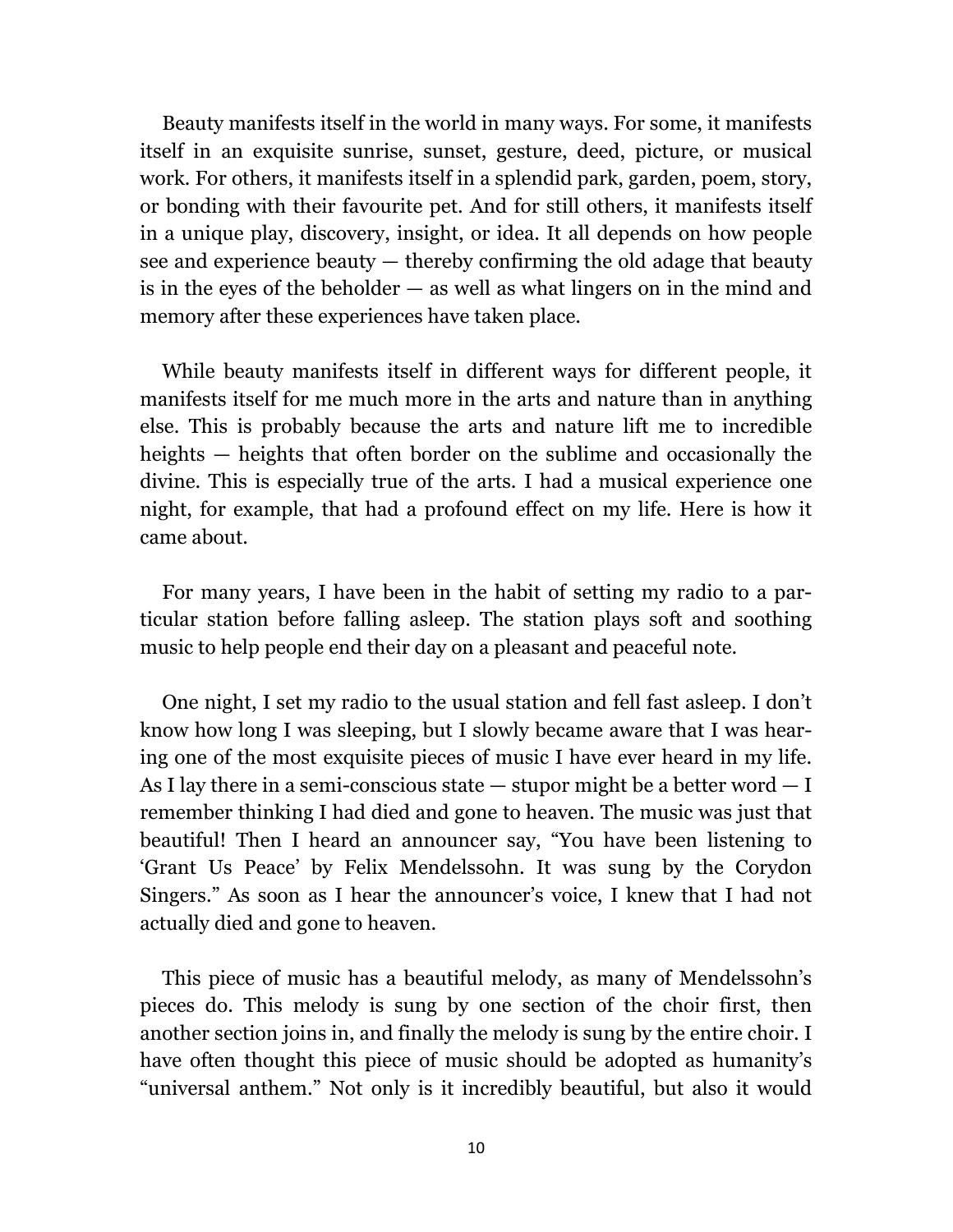Beauty manifests itself in the world in many ways. For some, it manifests itself in an exquisite sunrise, sunset, gesture, deed, picture, or musical work. For others, it manifests itself in a splendid park, garden, poem, story, or bonding with their favourite pet. And for still others, it manifests itself in a unique play, discovery, insight, or idea. It all depends on how people see and experience beauty — thereby confirming the old adage that beauty is in the eyes of the beholder — as well as what lingers on in the mind and memory after these experiences have taken place.

While beauty manifests itself in different ways for different people, it manifests itself for me much more in the arts and nature than in anything else. This is probably because the arts and nature lift me to incredible heights — heights that often border on the sublime and occasionally the divine. This is especially true of the arts. I had a musical experience one night, for example, that had a profound effect on my life. Here is how it came about.

For many years, I have been in the habit of setting my radio to a particular station before falling asleep. The station plays soft and soothing music to help people end their day on a pleasant and peaceful note.

One night, I set my radio to the usual station and fell fast asleep. I don't know how long I was sleeping, but I slowly became aware that I was hearing one of the most exquisite pieces of music I have ever heard in my life. As I lay there in a semi-conscious state — stupor might be a better word — I remember thinking I had died and gone to heaven. The music was just that beautiful! Then I heard an announcer say, "You have been listening to 'Grant Us Peace' by Felix Mendelssohn. It was sung by the Corydon Singers." As soon as I hear the announcer's voice, I knew that I had not actually died and gone to heaven.

This piece of music has a beautiful melody, as many of Mendelssohn's pieces do. This melody is sung by one section of the choir first, then another section joins in, and finally the melody is sung by the entire choir. I have often thought this piece of music should be adopted as humanity's "universal anthem." Not only is it incredibly beautiful, but also it would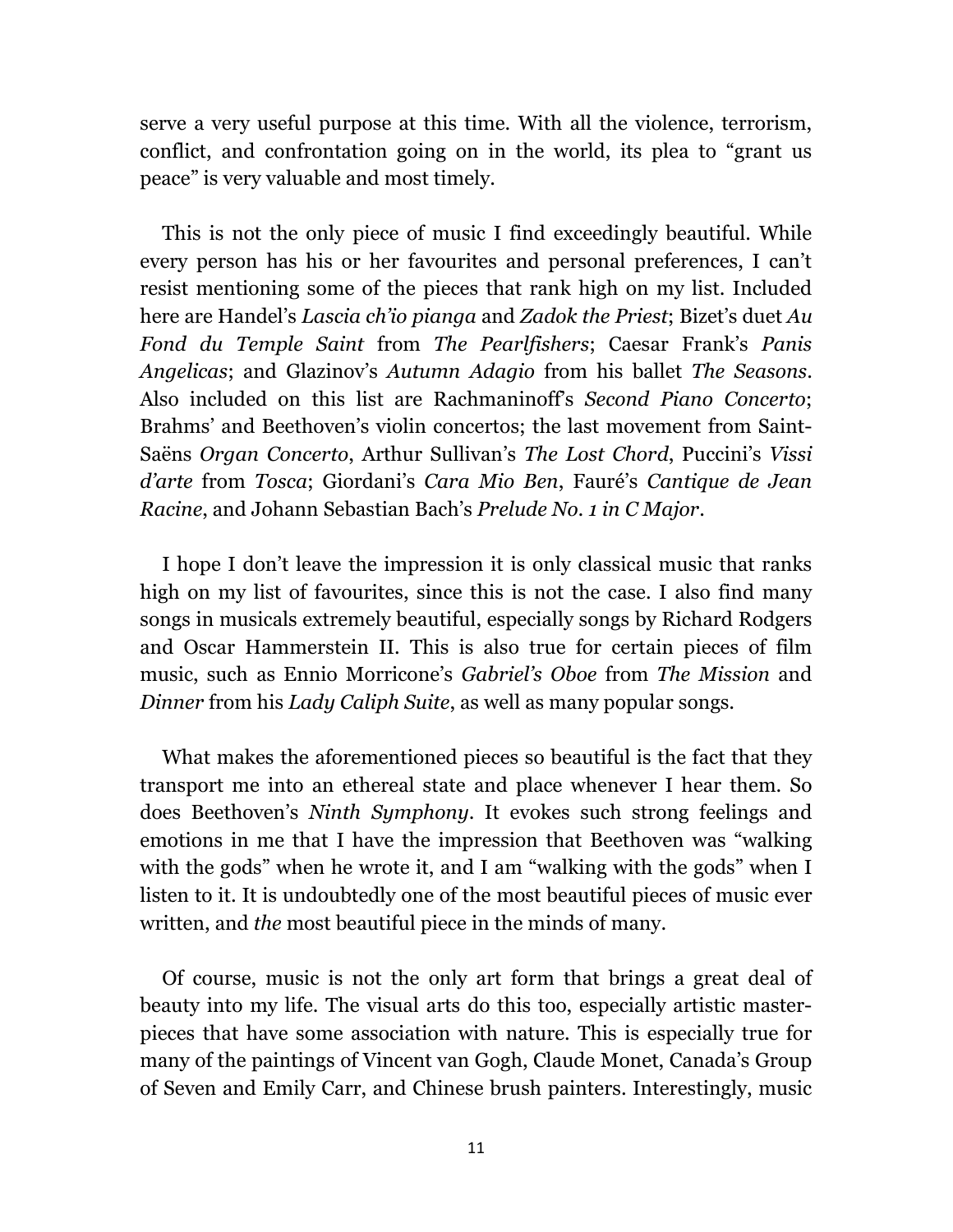serve a very useful purpose at this time. With all the violence, terrorism, conflict, and confrontation going on in the world, its plea to "grant us peace" is very valuable and most timely.

This is not the only piece of music I find exceedingly beautiful. While every person has his or her favourites and personal preferences, I can't resist mentioning some of the pieces that rank high on my list. Included here are Handel's *Lascia ch'io pianga* and *Zadok the Priest*; Bizet's duet *Au Fond du Temple Saint* from *The Pearlfishers*; Caesar Frank's *Panis Angelicas*; and Glazinov's *Autumn Adagio* from his ballet *The Seasons*. Also included on this list are Rachmaninoff's *Second Piano Concerto*; Brahms' and Beethoven's violin concertos; the last movement from Saint-Saëns *Organ Concerto*, Arthur Sullivan's *The Lost Chord*, Puccini's *Vissi d'arte* from *Tosca*; Giordani's *Cara Mio Ben*, Fauré's *Cantique de Jean Racine*, and Johann Sebastian Bach's *Prelude No. 1 in C Major*.

I hope I don't leave the impression it is only classical music that ranks high on my list of favourites, since this is not the case. I also find many songs in musicals extremely beautiful, especially songs by Richard Rodgers and Oscar Hammerstein II. This is also true for certain pieces of film music, such as Ennio Morricone's *Gabriel's Oboe* from *The Mission* and *Dinner* from his *Lady Caliph Suite*, as well as many popular songs.

What makes the aforementioned pieces so beautiful is the fact that they transport me into an ethereal state and place whenever I hear them. So does Beethoven's *Ninth Symphony*. It evokes such strong feelings and emotions in me that I have the impression that Beethoven was "walking with the gods" when he wrote it, and I am "walking with the gods" when I listen to it. It is undoubtedly one of the most beautiful pieces of music ever written, and *the* most beautiful piece in the minds of many.

Of course, music is not the only art form that brings a great deal of beauty into my life. The visual arts do this too, especially artistic masterpieces that have some association with nature. This is especially true for many of the paintings of Vincent van Gogh, Claude Monet, Canada's Group of Seven and Emily Carr, and Chinese brush painters. Interestingly, music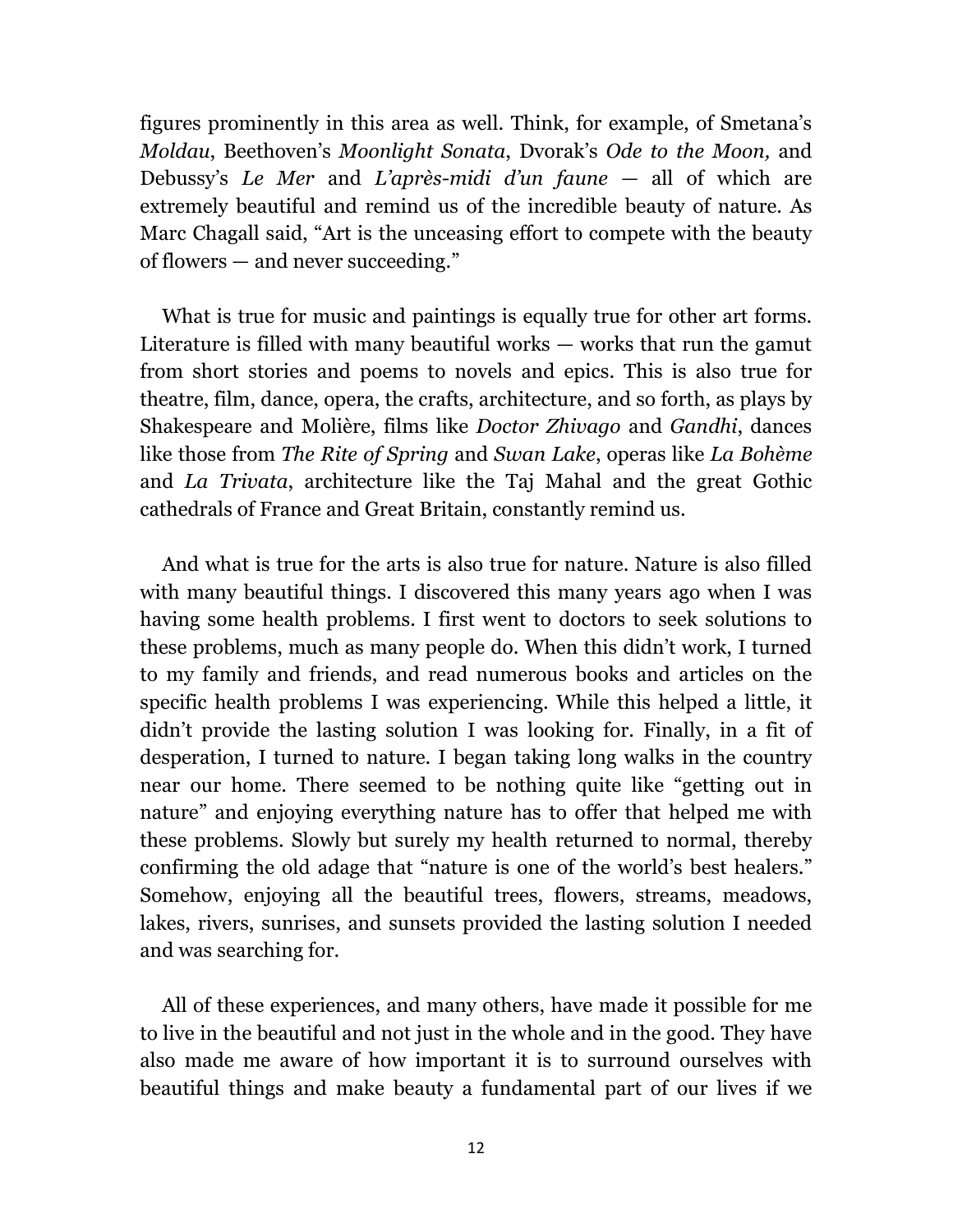figures prominently in this area as well. Think, for example, of Smetana's *Moldau*, Beethoven's *Moonlight Sonata*, Dvorak's *Ode to the Moon,* and Debussy's *Le Mer* and *L'après-midi d'un faune* — all of which are extremely beautiful and remind us of the incredible beauty of nature. As Marc Chagall said, "Art is the unceasing effort to compete with the beauty of flowers — and never succeeding."

What is true for music and paintings is equally true for other art forms. Literature is filled with many beautiful works — works that run the gamut from short stories and poems to novels and epics. This is also true for theatre, film, dance, opera, the crafts, architecture, and so forth, as plays by Shakespeare and Molière, films like *Doctor Zhivago* and *Gandhi*, dances like those from *The Rite of Spring* and *Swan Lake*, operas like *La Bohème* and *La Trivata*, architecture like the Taj Mahal and the great Gothic cathedrals of France and Great Britain, constantly remind us.

And what is true for the arts is also true for nature. Nature is also filled with many beautiful things. I discovered this many years ago when I was having some health problems. I first went to doctors to seek solutions to these problems, much as many people do. When this didn't work, I turned to my family and friends, and read numerous books and articles on the specific health problems I was experiencing. While this helped a little, it didn't provide the lasting solution I was looking for. Finally, in a fit of desperation, I turned to nature. I began taking long walks in the country near our home. There seemed to be nothing quite like "getting out in nature" and enjoying everything nature has to offer that helped me with these problems. Slowly but surely my health returned to normal, thereby confirming the old adage that "nature is one of the world's best healers." Somehow, enjoying all the beautiful trees, flowers, streams, meadows, lakes, rivers, sunrises, and sunsets provided the lasting solution I needed and was searching for.

All of these experiences, and many others, have made it possible for me to live in the beautiful and not just in the whole and in the good. They have also made me aware of how important it is to surround ourselves with beautiful things and make beauty a fundamental part of our lives if we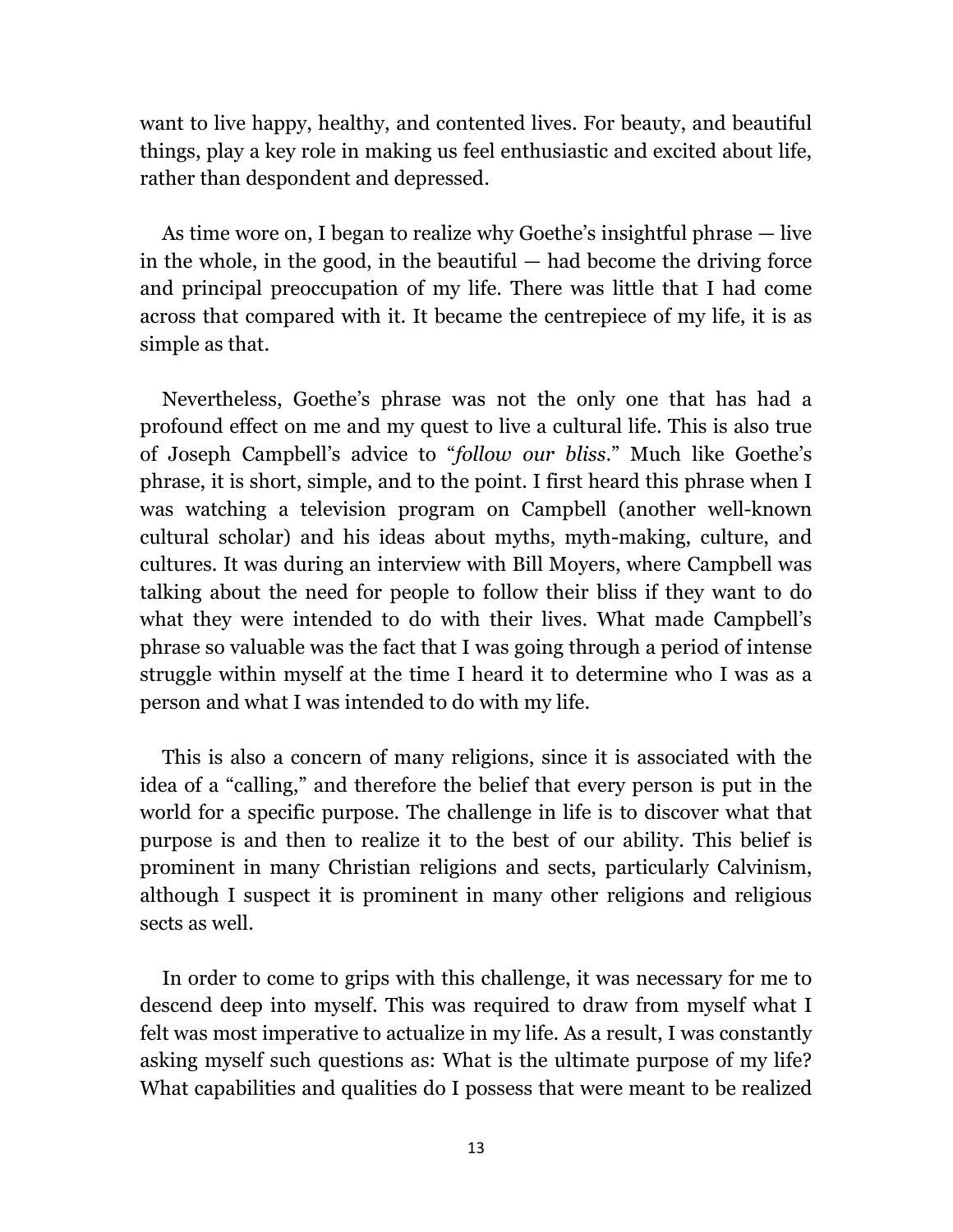want to live happy, healthy, and contented lives. For beauty, and beautiful things, play a key role in making us feel enthusiastic and excited about life, rather than despondent and depressed.

As time wore on, I began to realize why Goethe's insightful phrase — live in the whole, in the good, in the beautiful — had become the driving force and principal preoccupation of my life. There was little that I had come across that compared with it. It became the centrepiece of my life, it is as simple as that.

Nevertheless, Goethe's phrase was not the only one that has had a profound effect on me and my quest to live a cultural life. This is also true of Joseph Campbell's advice to "*follow our bliss*." Much like Goethe's phrase, it is short, simple, and to the point. I first heard this phrase when I was watching a television program on Campbell (another well-known cultural scholar) and his ideas about myths, myth-making, culture, and cultures. It was during an interview with Bill Moyers, where Campbell was talking about the need for people to follow their bliss if they want to do what they were intended to do with their lives. What made Campbell's phrase so valuable was the fact that I was going through a period of intense struggle within myself at the time I heard it to determine who I was as a person and what I was intended to do with my life.

This is also a concern of many religions, since it is associated with the idea of a "calling," and therefore the belief that every person is put in the world for a specific purpose. The challenge in life is to discover what that purpose is and then to realize it to the best of our ability. This belief is prominent in many Christian religions and sects, particularly Calvinism, although I suspect it is prominent in many other religions and religious sects as well.

In order to come to grips with this challenge, it was necessary for me to descend deep into myself. This was required to draw from myself what I felt was most imperative to actualize in my life. As a result, I was constantly asking myself such questions as: What is the ultimate purpose of my life? What capabilities and qualities do I possess that were meant to be realized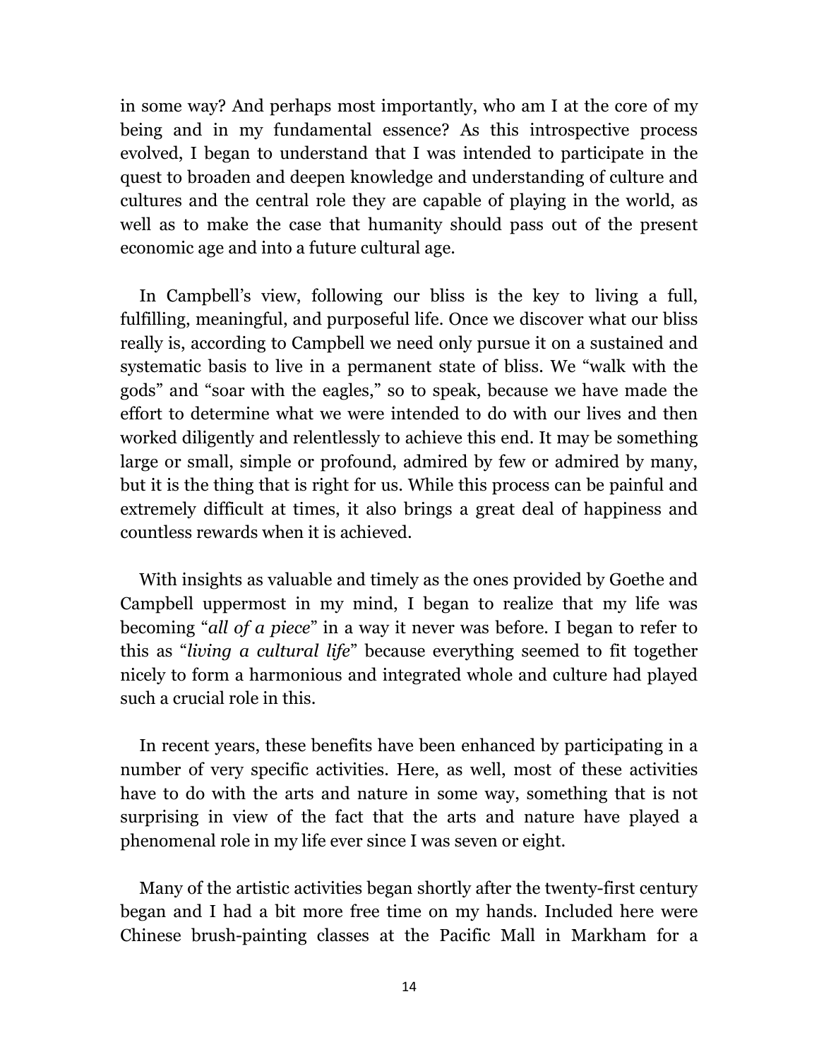in some way? And perhaps most importantly, who am I at the core of my being and in my fundamental essence? As this introspective process evolved, I began to understand that I was intended to participate in the quest to broaden and deepen knowledge and understanding of culture and cultures and the central role they are capable of playing in the world, as well as to make the case that humanity should pass out of the present economic age and into a future cultural age.

In Campbell's view, following our bliss is the key to living a full, fulfilling, meaningful, and purposeful life. Once we discover what our bliss really is, according to Campbell we need only pursue it on a sustained and systematic basis to live in a permanent state of bliss. We "walk with the gods" and "soar with the eagles," so to speak, because we have made the effort to determine what we were intended to do with our lives and then worked diligently and relentlessly to achieve this end. It may be something large or small, simple or profound, admired by few or admired by many, but it is the thing that is right for us. While this process can be painful and extremely difficult at times, it also brings a great deal of happiness and countless rewards when it is achieved.

With insights as valuable and timely as the ones provided by Goethe and Campbell uppermost in my mind, I began to realize that my life was becoming "*all of a piece*" in a way it never was before. I began to refer to this as "*living a cultural life*" because everything seemed to fit together nicely to form a harmonious and integrated whole and culture had played such a crucial role in this.

In recent years, these benefits have been enhanced by participating in a number of very specific activities. Here, as well, most of these activities have to do with the arts and nature in some way, something that is not surprising in view of the fact that the arts and nature have played a phenomenal role in my life ever since I was seven or eight.

Many of the artistic activities began shortly after the twenty-first century began and I had a bit more free time on my hands. Included here were Chinese brush-painting classes at the Pacific Mall in Markham for a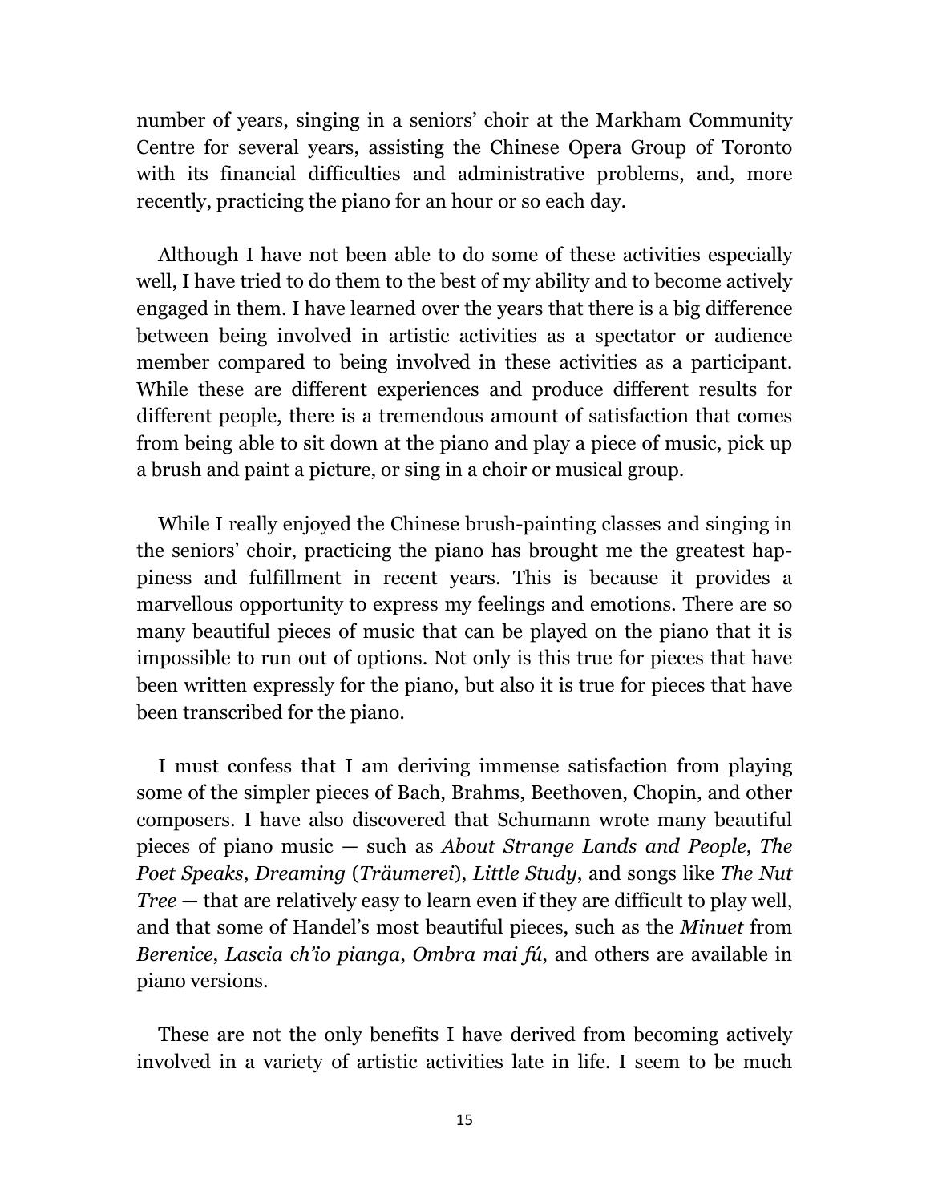number of years, singing in a seniors' choir at the Markham Community Centre for several years, assisting the Chinese Opera Group of Toronto with its financial difficulties and administrative problems, and, more recently, practicing the piano for an hour or so each day.

Although I have not been able to do some of these activities especially well, I have tried to do them to the best of my ability and to become actively engaged in them. I have learned over the years that there is a big difference between being involved in artistic activities as a spectator or audience member compared to being involved in these activities as a participant. While these are different experiences and produce different results for different people, there is a tremendous amount of satisfaction that comes from being able to sit down at the piano and play a piece of music, pick up a brush and paint a picture, or sing in a choir or musical group.

While I really enjoyed the Chinese brush-painting classes and singing in the seniors' choir, practicing the piano has brought me the greatest happiness and fulfillment in recent years. This is because it provides a marvellous opportunity to express my feelings and emotions. There are so many beautiful pieces of music that can be played on the piano that it is impossible to run out of options. Not only is this true for pieces that have been written expressly for the piano, but also it is true for pieces that have been transcribed for the piano.

I must confess that I am deriving immense satisfaction from playing some of the simpler pieces of Bach, Brahms, Beethoven, Chopin, and other composers. I have also discovered that Schumann wrote many beautiful pieces of piano music — such as *About Strange Lands and People*, *The Poet Speaks*, *Dreaming* (*Träumerei*), *Little Study*, and songs like *The Nut Tree* — that are relatively easy to learn even if they are difficult to play well, and that some of Handel's most beautiful pieces, such as the *Minuet* from *Berenice*, *Lascia ch'io pianga*, *Ombra mai fú*, and others are available in piano versions.

These are not the only benefits I have derived from becoming actively involved in a variety of artistic activities late in life. I seem to be much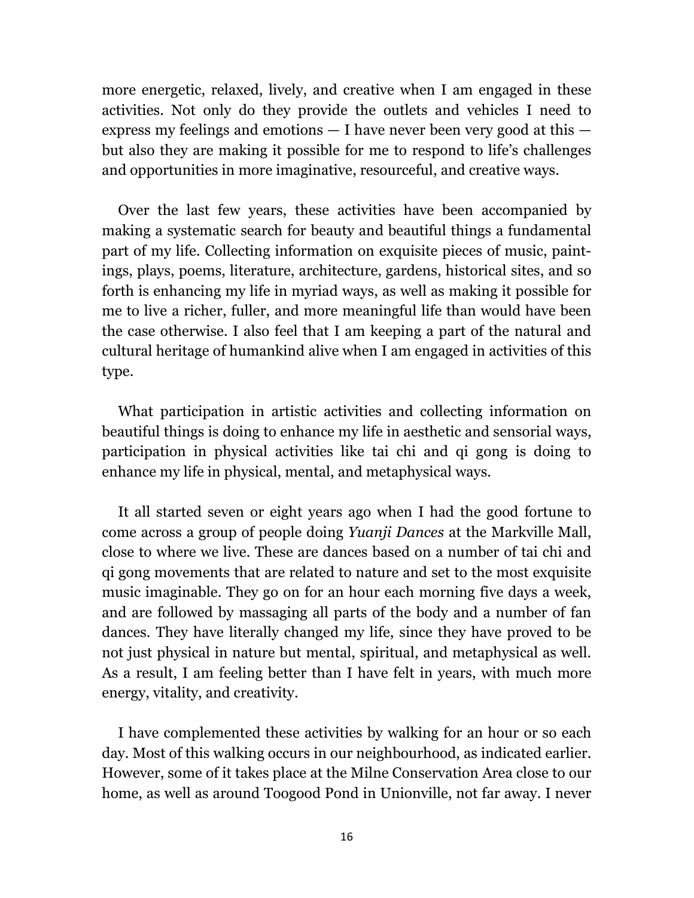more energetic, relaxed, lively, and creative when I am engaged in these activities. Not only do they provide the outlets and vehicles I need to express my feelings and emotions — I have never been very good at this — but also they are making it possible for me to respond to life's challenges and opportunities in more imaginative, resourceful, and creative ways.

Over the last few years, these activities have been accompanied by making a systematic search for beauty and beautiful things a fundamental part of my life. Collecting information on exquisite pieces of music, paintings, plays, poems, literature, architecture, gardens, historical sites, and so forth is enhancing my life in myriad ways, as well as making it possible for me to live a richer, fuller, and more meaningful life than would have been the case otherwise. I also feel that I am keeping a part of the natural and cultural heritage of humankind alive when I am engaged in activities of this type.

What participation in artistic activities and collecting information on beautiful things is doing to enhance my life in aesthetic and sensorial ways, participation in physical activities like tai chi and qi gong is doing to enhance my life in physical, mental, and metaphysical ways.

It all started seven or eight years ago when I had the good fortune to come across a group of people doing *Yuanji Dances* at the Markville Mall, close to where we live. These are dances based on a number of tai chi and qi gong movements that are related to nature and set to the most exquisite music imaginable. They go on for an hour each morning five days a week, and are followed by massaging all parts of the body and a number of fan dances. They have literally changed my life, since they have proved to be not just physical in nature but mental, spiritual, and metaphysical as well. As a result, I am feeling better than I have felt in years, with much more energy, vitality, and creativity.

I have complemented these activities by walking for an hour or so each day. Most of this walking occurs in our neighbourhood, as indicated earlier. However, some of it takes place at the Milne Conservation Area close to our home, as well as around Toogood Pond in Unionville, not far away. I never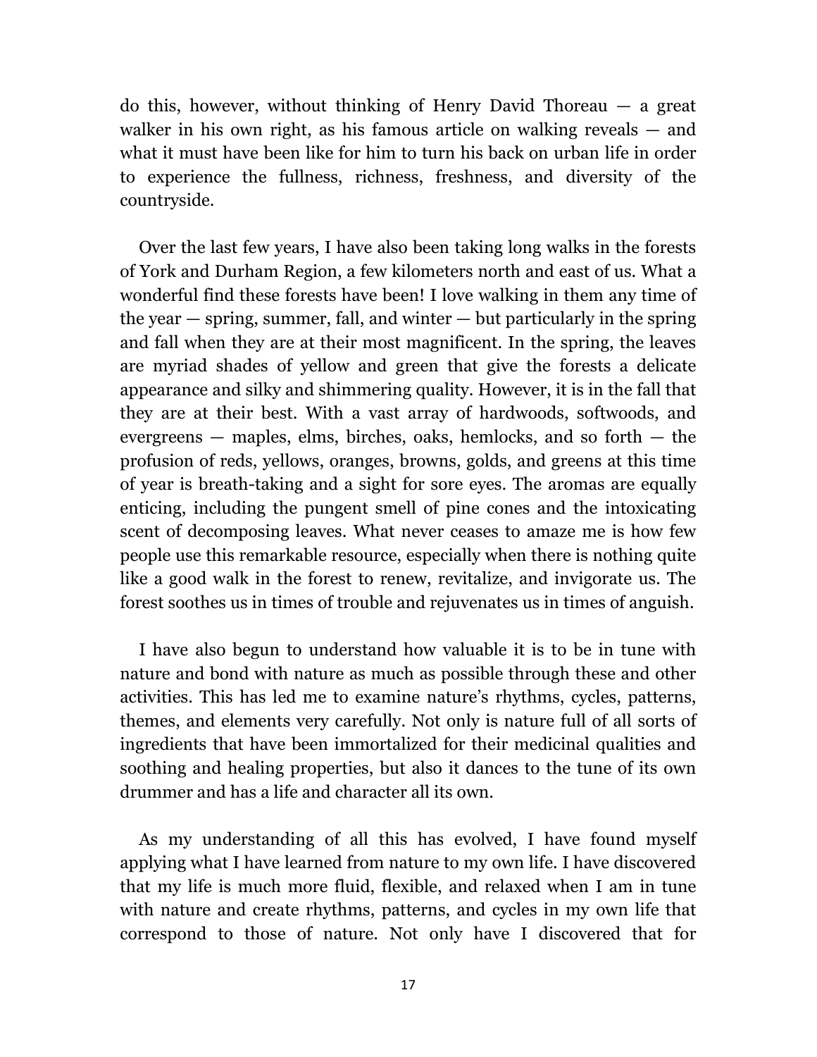do this, however, without thinking of Henry David Thoreau — a great walker in his own right, as his famous article on walking reveals — and what it must have been like for him to turn his back on urban life in order to experience the fullness, richness, freshness, and diversity of the countryside.

Over the last few years, I have also been taking long walks in the forests of York and Durham Region, a few kilometers north and east of us. What a wonderful find these forests have been! I love walking in them any time of the year — spring, summer, fall, and winter — but particularly in the spring and fall when they are at their most magnificent. In the spring, the leaves are myriad shades of yellow and green that give the forests a delicate appearance and silky and shimmering quality. However, it is in the fall that they are at their best. With a vast array of hardwoods, softwoods, and evergreens — maples, elms, birches, oaks, hemlocks, and so forth — the profusion of reds, yellows, oranges, browns, golds, and greens at this time of year is breath-taking and a sight for sore eyes. The aromas are equally enticing, including the pungent smell of pine cones and the intoxicating scent of decomposing leaves. What never ceases to amaze me is how few people use this remarkable resource, especially when there is nothing quite like a good walk in the forest to renew, revitalize, and invigorate us. The forest soothes us in times of trouble and rejuvenates us in times of anguish.

I have also begun to understand how valuable it is to be in tune with nature and bond with nature as much as possible through these and other activities. This has led me to examine nature's rhythms, cycles, patterns, themes, and elements very carefully. Not only is nature full of all sorts of ingredients that have been immortalized for their medicinal qualities and soothing and healing properties, but also it dances to the tune of its own drummer and has a life and character all its own.

As my understanding of all this has evolved, I have found myself applying what I have learned from nature to my own life. I have discovered that my life is much more fluid, flexible, and relaxed when I am in tune with nature and create rhythms, patterns, and cycles in my own life that correspond to those of nature. Not only have I discovered that for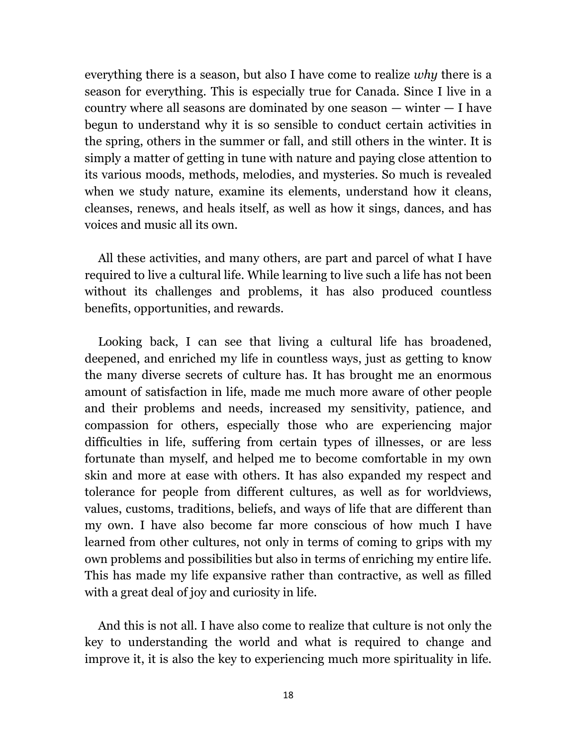everything there is a season, but also I have come to realize *why* there is a season for everything. This is especially true for Canada. Since I live in a country where all seasons are dominated by one season — winter — I have begun to understand why it is so sensible to conduct certain activities in the spring, others in the summer or fall, and still others in the winter. It is simply a matter of getting in tune with nature and paying close attention to its various moods, methods, melodies, and mysteries. So much is revealed when we study nature, examine its elements, understand how it cleans, cleanses, renews, and heals itself, as well as how it sings, dances, and has voices and music all its own.

All these activities, and many others, are part and parcel of what I have required to live a cultural life. While learning to live such a life has not been without its challenges and problems, it has also produced countless benefits, opportunities, and rewards.

Looking back, I can see that living a cultural life has broadened, deepened, and enriched my life in countless ways, just as getting to know the many diverse secrets of culture has. It has brought me an enormous amount of satisfaction in life, made me much more aware of other people and their problems and needs, increased my sensitivity, patience, and compassion for others, especially those who are experiencing major difficulties in life, suffering from certain types of illnesses, or are less fortunate than myself, and helped me to become comfortable in my own skin and more at ease with others. It has also expanded my respect and tolerance for people from different cultures, as well as for worldviews, values, customs, traditions, beliefs, and ways of life that are different than my own. I have also become far more conscious of how much I have learned from other cultures, not only in terms of coming to grips with my own problems and possibilities but also in terms of enriching my entire life. This has made my life expansive rather than contractive, as well as filled with a great deal of joy and curiosity in life.

And this is not all. I have also come to realize that culture is not only the key to understanding the world and what is required to change and improve it, it is also the key to experiencing much more spirituality in life.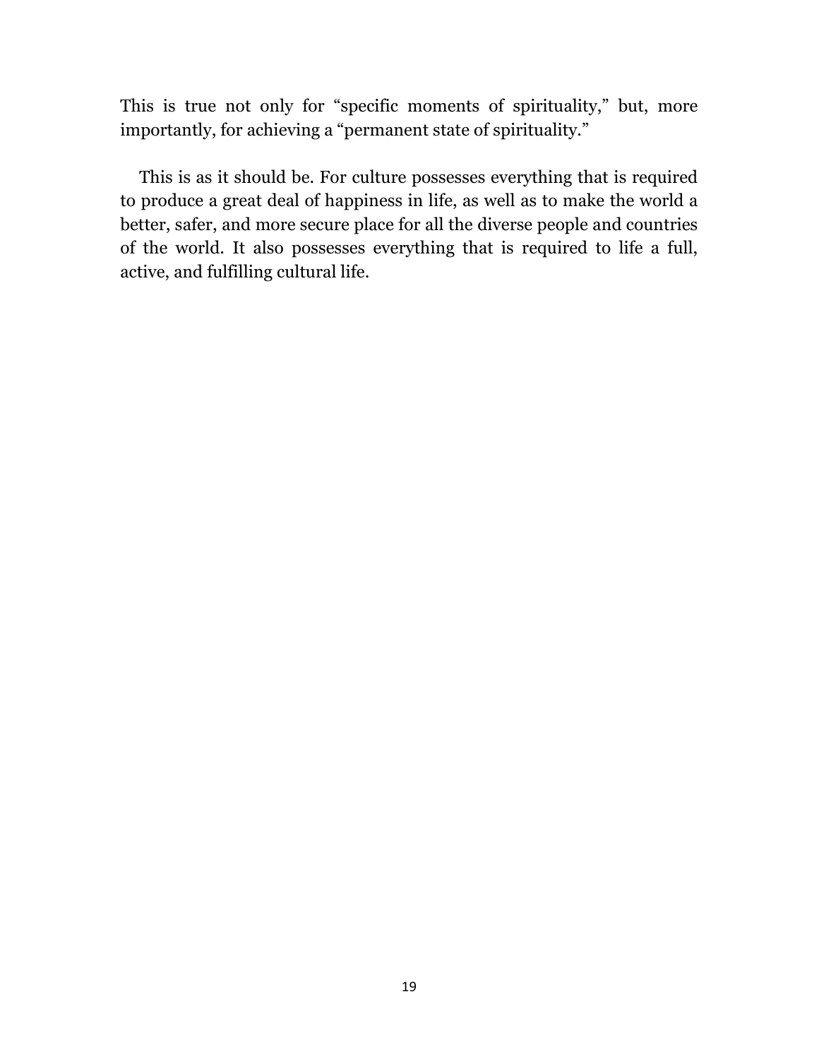This is true not only for "specific moments of spirituality," but, more importantly, for achieving a "permanent state of spirituality."

This is as it should be. For culture possesses everything that is required to produce a great deal of happiness in life, as well as to make the world a better, safer, and more secure place for all the diverse people and countries of the world. It also possesses everything that is required to life a full, active, and fulfilling cultural life.